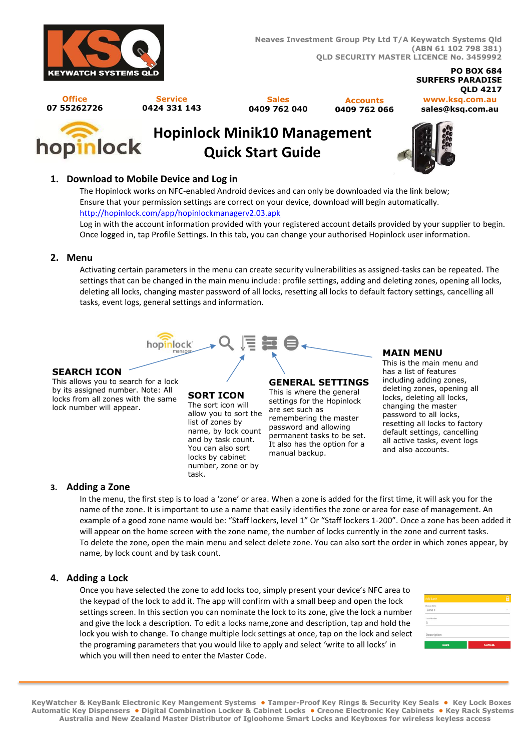Neaves Investment Group Pty Ltd T/A Keywatch Systems Qld
(ABN 61 102 798 381)
QLD SECURITY MASTER LICENCE No. 3459992

PO BOX 684
SURFERS PARADISE
QLD 4217

| Office | Service | Sales | Accounts | www.ksq.com.au |
| --- | --- | --- | --- | --- |
| 07 55262726 | 0424 331 143 | 0409 762 040 | 0409 762 066 | sales@ksq.com.au |

# Hopinlock Minik10 Management Quick Start Guide

## 1. Download to Mobile Device and Log in

The Hopinlock works on NFC-enabled Android devices and can only be downloaded via the link below; Ensure that your permission settings are correct on your device, download will begin automatically.
http://hopinlock.com/app/hopinlockmanagerv2.03.apk
Log in with the account information provided with your registered account details provided by your supplier to begin. Once logged in, tap Profile Settings. In this tab, you can change your authorised Hopinlock user information.

## 2. Menu

Activating certain parameters in the menu can create security vulnerabilities as assigned-tasks can be repeated. The settings that can be changed in the main menu include: profile settings, adding and deleting zones, opening all locks, deleting all locks, changing master password of all locks, resetting all locks to default factory settings, cancelling all tasks, event logs, general settings and information.

**SEARCH ICON**
This allows you to search for a lock by its assigned number. Note: All locks from all zones with the same lock number will appear.

**SORT ICON**
The sort icon will allow you to sort the list of zones by name, by lock count and by task count. You can also sort locks by cabinet number, zone or by task.

**GENERAL SETTINGS**
This is where the general settings for the Hopinlock are set such as remembering the master password and allowing permanent tasks to be set. It also has the option for a manual backup.

**MAIN MENU**
This is the main menu and has a list of features including adding zones, deleting zones, opening all locks, deleting all locks, changing the master password to all locks, resetting all locks to factory default settings, cancelling all active tasks, event logs and also accounts.

## 3. Adding a Zone

In the menu, the first step is to load a 'zone' or area. When a zone is added for the first time, it will ask you for the name of the zone. It is important to use a name that easily identifies the zone or area for ease of management. An example of a good zone name would be: "Staff lockers, level 1" Or "Staff lockers 1-200". Once a zone has been added it will appear on the home screen with the zone name, the number of locks currently in the zone and current tasks.
To delete the zone, open the main menu and select delete zone. You can also sort the order in which zones appear, by name, by lock count and by task count.

## 4. Adding a Lock

Once you have selected the zone to add locks too, simply present your device's NFC area to the keypad of the lock to add it. The app will confirm with a small beep and open the lock settings screen. In this section you can nominate the lock to its zone, give the lock a number and give the lock a description. To edit a locks name,zone and description, tap and hold the lock you wish to change. To change multiple lock settings at once, tap on the lock and select the programing parameters that you would like to apply and select 'write to all locks' in which you will then need to enter the Master Code.

KeyWatcher & KeyBank Electronic Key Mangement Systems • Tamper-Proof Key Rings & Security Key Seals • Key Lock Boxes
Automatic Key Dispensers • Digital Combination Locker & Cabinet Locks • Creone Electronic Key Cabinets • Key Rack Systems
Australia and New Zealand Master Distributor of Igloohome Smart Locks and Keyboxes for wireless keyless access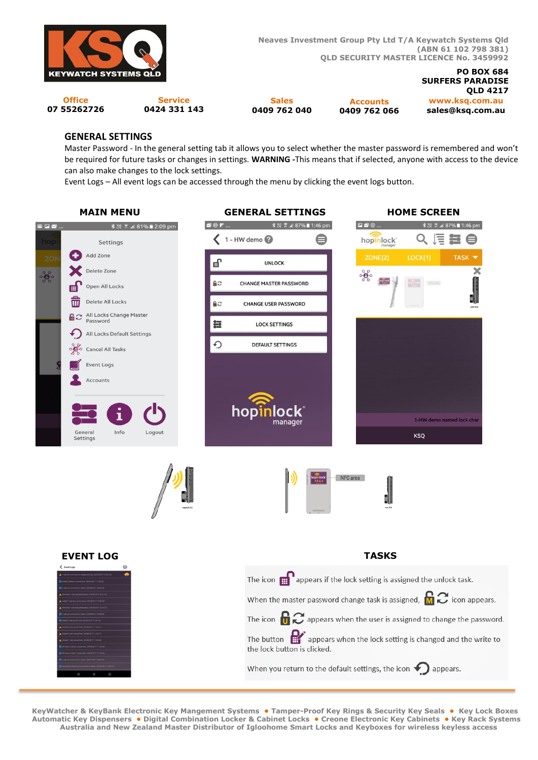## GENERAL SETTINGS

Master Password - In the general setting tab it allows you to select whether the master password is remembered and won't be required for future tasks or changes in settings. **WARNING** -This means that if selected, anyone with access to the device can also make changes to the lock settings.

Event Logs – All event logs can be accessed through the menu by clicking the event logs button.

### MAIN MENU

### GENERAL SETTINGS

### HOME SCREEN

### EVENT LOG

### TASKS

The icon appears if the lock setting is assigned the unlock task.

When the master password change task is assigned, icon appears.

The icon appears when the user is assigned to change the password.

The button appears when the lock setting is changed and the write to the lock button is clicked.

When you return to the default settings, the icon appears.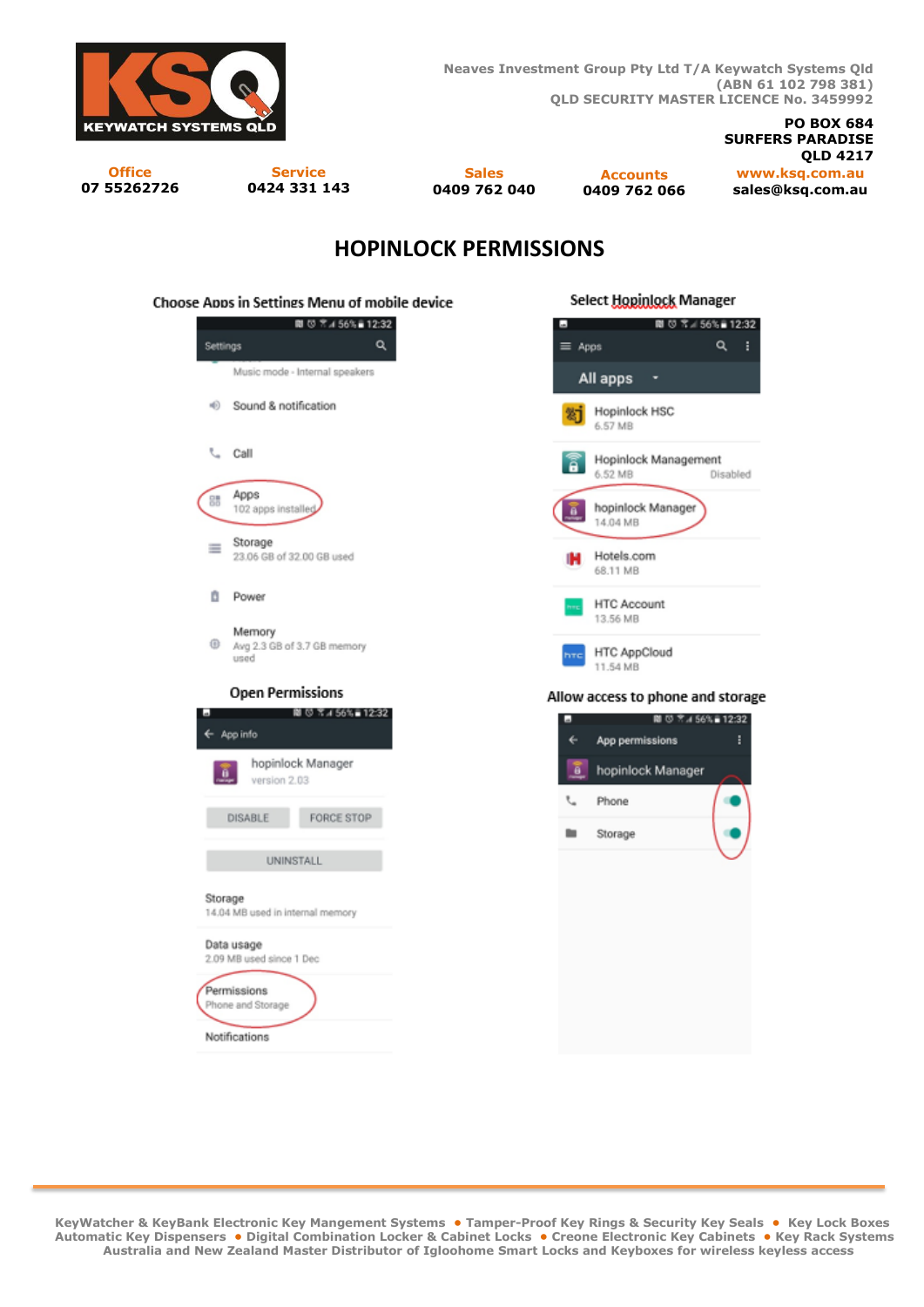Neaves Investment Group Pty Ltd T/A Keywatch Systems Qld
(ABN 61 102 798 381)
QLD SECURITY MASTER LICENCE No. 3459992

**PO BOX 684**
**SURFERS PARADISE**
**QLD 4217**

| Office | Service | Sales | Accounts | www.ksq.com.au |
|---|---|---|---|---|
| 07 55262726 | 0424 331 143 | 0409 762 040 | 0409 762 066 | sales@ksq.com.au |

# HOPINLOCK PERMISSIONS

Choose Apps in Settings Menu of mobile device

Select Hopinlock Manager

Open Permissions

Allow access to phone and storage

KeyWatcher & KeyBank Electronic Key Mangement Systems • Tamper-Proof Key Rings & Security Key Seals • Key Lock Boxes
Automatic Key Dispensers • Digital Combination Locker & Cabinet Locks • Creone Electronic Key Cabinets • Key Rack Systems
Australia and New Zealand Master Distributor of Igloohome Smart Locks and Keyboxes for wireless keyless access